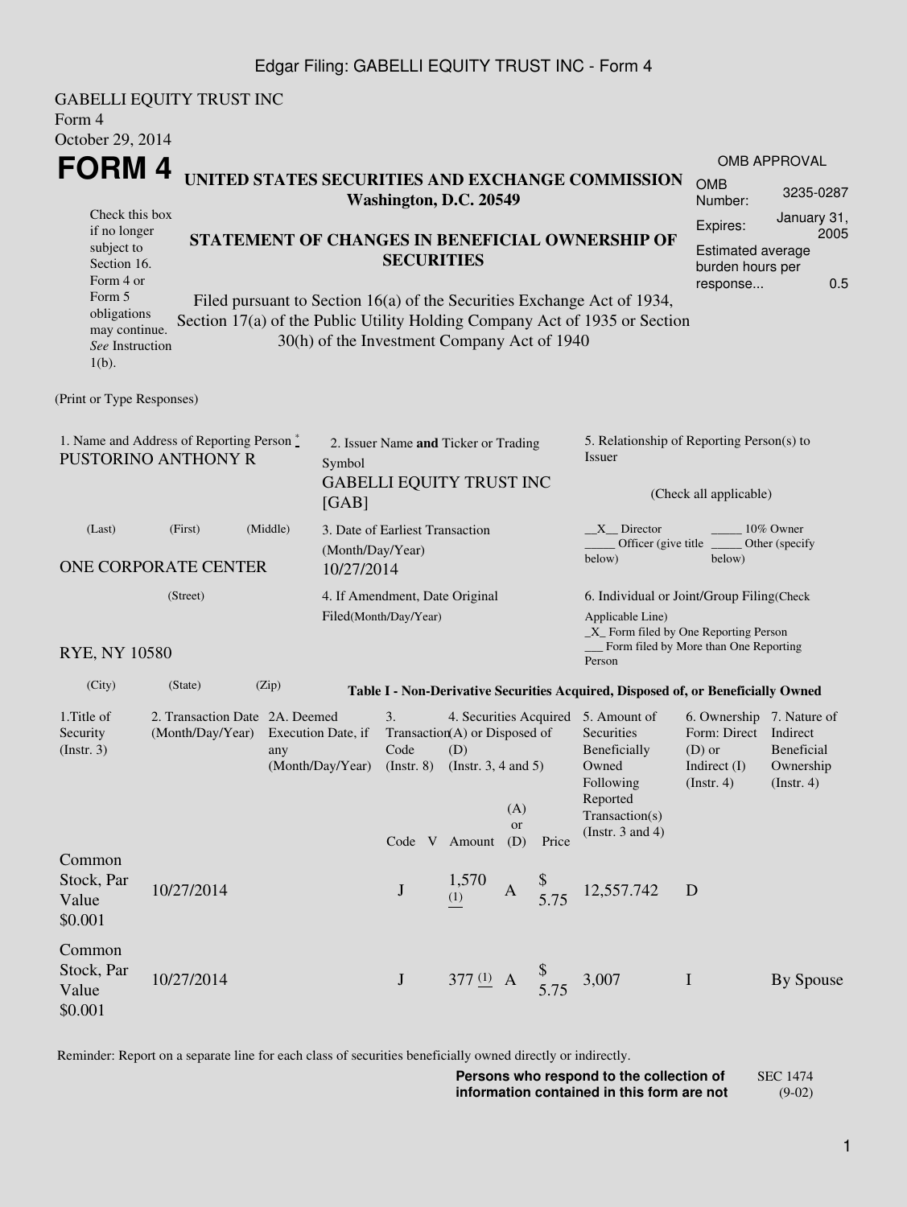GABELLI EQUITY TRUST INC
Form 4
October 29, 2014

# FORM 4

**UNITED STATES SECURITIES AND EXCHANGE COMMISSION**
**Washington, D.C. 20549**

| OMB APPROVAL | |
|---|---|
| OMB Number: | 3235-0287 |
| Expires: | January 31, 2005 |
| Estimated average burden hours per response... | 0.5 |

Check this box if no longer subject to Section 16. Form 4 or Form 5 obligations may continue. *See* Instruction 1(b).

**STATEMENT OF CHANGES IN BENEFICIAL OWNERSHIP OF SECURITIES**

Filed pursuant to Section 16(a) of the Securities Exchange Act of 1934, Section 17(a) of the Public Utility Holding Company Act of 1935 or Section 30(h) of the Investment Company Act of 1940

(Print or Type Responses)

1. Name and Address of Reporting Person *
PUSTORINO ANTHONY R

(Last) (First) (Middle)

ONE CORPORATE CENTER

(Street)

RYE, NY 10580

(City) (State) (Zip)

2. Issuer Name **and** Ticker or Trading Symbol
GABELLI EQUITY TRUST INC [GAB]

3. Date of Earliest Transaction (Month/Day/Year)
10/27/2014

4. If Amendment, Date Original Filed(Month/Day/Year)

5. Relationship of Reporting Person(s) to Issuer

(Check all applicable)

\_\_X\_\_ Director \_\_\_\_\_ 10% Owner
\_\_\_\_\_ Officer (give title below) \_\_\_\_\_ Other (specify below)

6. Individual or Joint/Group Filing(Check Applicable Line)
\_X\_ Form filed by One Reporting Person
\_\_\_ Form filed by More than One Reporting Person

**Table I - Non-Derivative Securities Acquired, Disposed of, or Beneficially Owned**

| 1.Title of Security (Instr. 3) | 2. Transaction Date (Month/Day/Year) | 2A. Deemed Execution Date, if any (Month/Day/Year) | 3. Transaction Code (Instr. 8) | | 4. Securities Acquired (A) or Disposed of (D) (Instr. 3, 4 and 5) | | | 5. Amount of Securities Beneficially Owned Following Reported Transaction(s) (Instr. 3 and 4) | 6. Ownership Form: Direct (D) or Indirect (I) (Instr. 4) | 7. Nature of Indirect Beneficial Ownership (Instr. 4) |
|---|---|---|---|---|---|---|---|---|---|---|
| | | | Code | V | Amount | (A) or (D) | Price | | | |
| Common Stock, Par Value $0.001 | 10/27/2014 | | J | | 1,570 (1) | A | $ 5.75 | 12,557.742 | D | |
| Common Stock, Par Value $0.001 | 10/27/2014 | | J | | 377 (1) | A | $ 5.75 | 3,007 | I | By Spouse |

Reminder: Report on a separate line for each class of securities beneficially owned directly or indirectly.

**Persons who respond to the collection of information contained in this form are not**

SEC 1474 (9-02)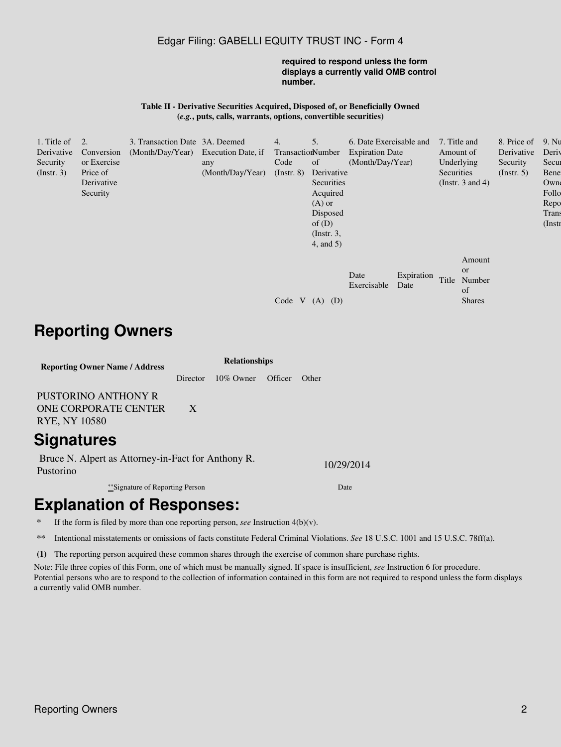required to respond unless the form displays a currently valid OMB control number.

**Table II - Derivative Securities Acquired, Disposed of, or Beneficially Owned (*e.g.*, puts, calls, warrants, options, convertible securities)**

| 1. Title of Derivative Security (Instr. 3) | 2. Conversion or Exercise Price of Derivative Security | 3. Transaction Date (Month/Day/Year) | 3A. Deemed Execution Date, if any (Month/Day/Year) | 4. Transaction Code (Instr. 8) | | 5. Number of Derivative Securities Acquired (A) or Disposed of (D) (Instr. 3, 4, and 5) | | 6. Date Exercisable and Expiration Date (Month/Day/Year) | | 7. Title and Amount of Underlying Securities (Instr. 3 and 4) | | 8. Price of Derivative Security (Instr. 5) | 9. Nu Deriv Secur Bene Own Follo Repo Trans (Instr |
|---|---|---|---|---|---|---|---|---|---|---|---|---|---|
| | | | | Code | V | (A) | (D) | Date Exercisable | Expiration Date | Title | Amount or Number of Shares | | |

## Reporting Owners

| Reporting Owner Name / Address | Relationships | | | |
|---|---|---|---|---|
| | Director | 10% Owner | Officer | Other |
| PUSTORINO ANTHONY R<br>ONE CORPORATE CENTER<br>RYE, NY 10580 | X | | | |

## Signatures

| Bruce N. Alpert as Attorney-in-Fact for Anthony R. Pustorino | 10/29/2014 |
|---|---|
| **Signature of Reporting Person | Date |

## Explanation of Responses:

\* If the form is filed by more than one reporting person, *see* Instruction 4(b)(v).

** Intentional misstatements or omissions of facts constitute Federal Criminal Violations. *See* 18 U.S.C. 1001 and 15 U.S.C. 78ff(a).

**(1)** The reporting person acquired these common shares through the exercise of common share purchase rights.

Note: File three copies of this Form, one of which must be manually signed. If space is insufficient, *see* Instruction 6 for procedure.
Potential persons who are to respond to the collection of information contained in this form are not required to respond unless the form displays a currently valid OMB number.